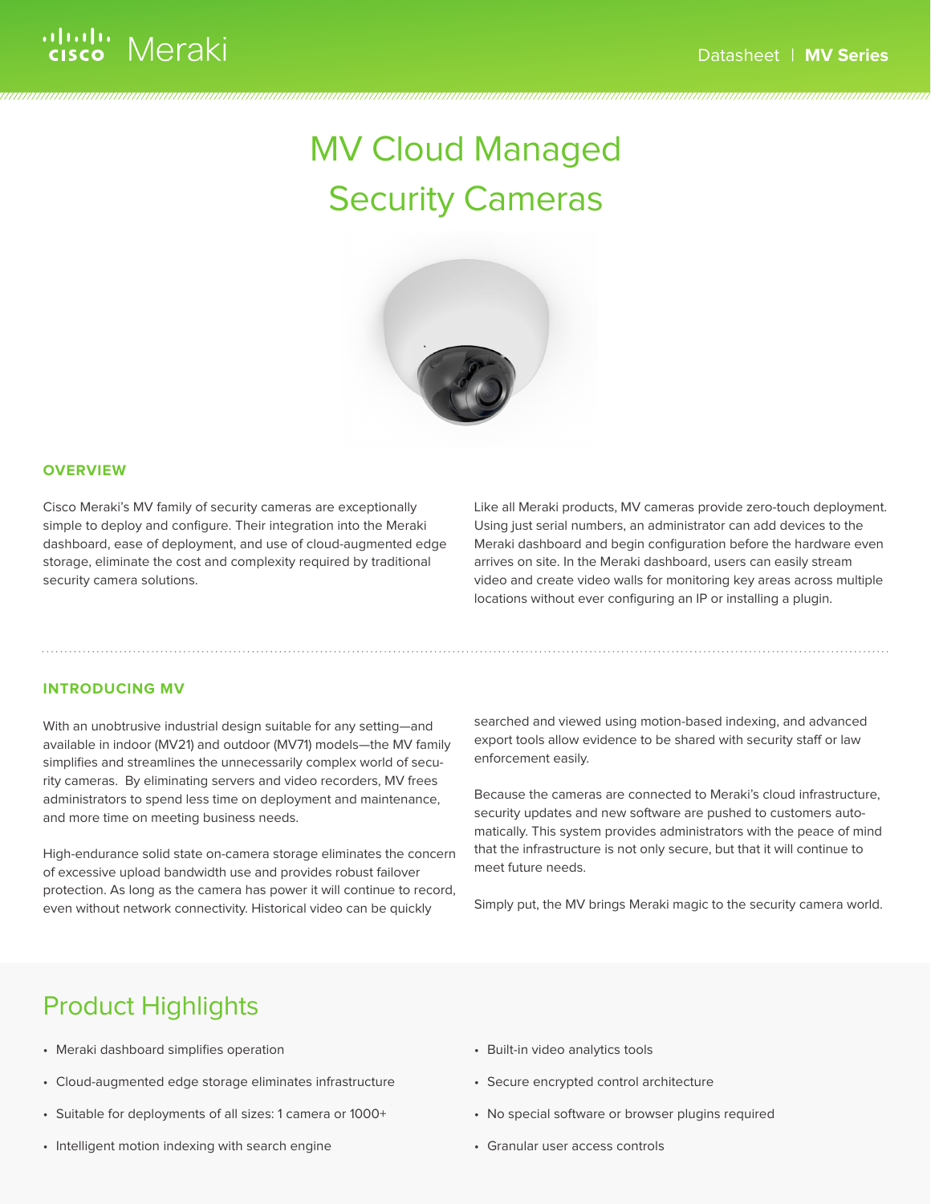# MV Cloud Managed Security Cameras

## OVERVIEW

Cisco Meraki's MV family of security cameras are exceptionally simple to deploy and configure. Their integration into the Meraki dashboard, ease of deployment, and use of cloud-augmented edge storage, eliminate the cost and complexity required by traditional security camera solutions.

Like all Meraki products, MV cameras provide zero-touch deployment. Using just serial numbers, an administrator can add devices to the Meraki dashboard and begin configuration before the hardware even arrives on site. In the Meraki dashboard, users can easily stream video and create video walls for monitoring key areas across multiple locations without ever configuring an IP or installing a plugin.

## INTRODUCING MV

With an unobtrusive industrial design suitable for any setting—and available in indoor (MV21) and outdoor (MV71) models—the MV family simplifies and streamlines the unnecessarily complex world of security cameras. By eliminating servers and video recorders, MV frees administrators to spend less time on deployment and maintenance, and more time on meeting business needs.

High-endurance solid state on-camera storage eliminates the concern of excessive upload bandwidth use and provides robust failover protection. As long as the camera has power it will continue to record, even without network connectivity. Historical video can be quickly searched and viewed using motion-based indexing, and advanced export tools allow evidence to be shared with security staff or law enforcement easily.

Because the cameras are connected to Meraki's cloud infrastructure, security updates and new software are pushed to customers automatically. This system provides administrators with the peace of mind that the infrastructure is not only secure, but that it will continue to meet future needs.

Simply put, the MV brings Meraki magic to the security camera world.

## Product Highlights

- Meraki dashboard simplifies operation
- Cloud-augmented edge storage eliminates infrastructure
- Suitable for deployments of all sizes: 1 camera or 1000+
- Intelligent motion indexing with search engine
- Built-in video analytics tools
- Secure encrypted control architecture
- No special software or browser plugins required
- Granular user access controls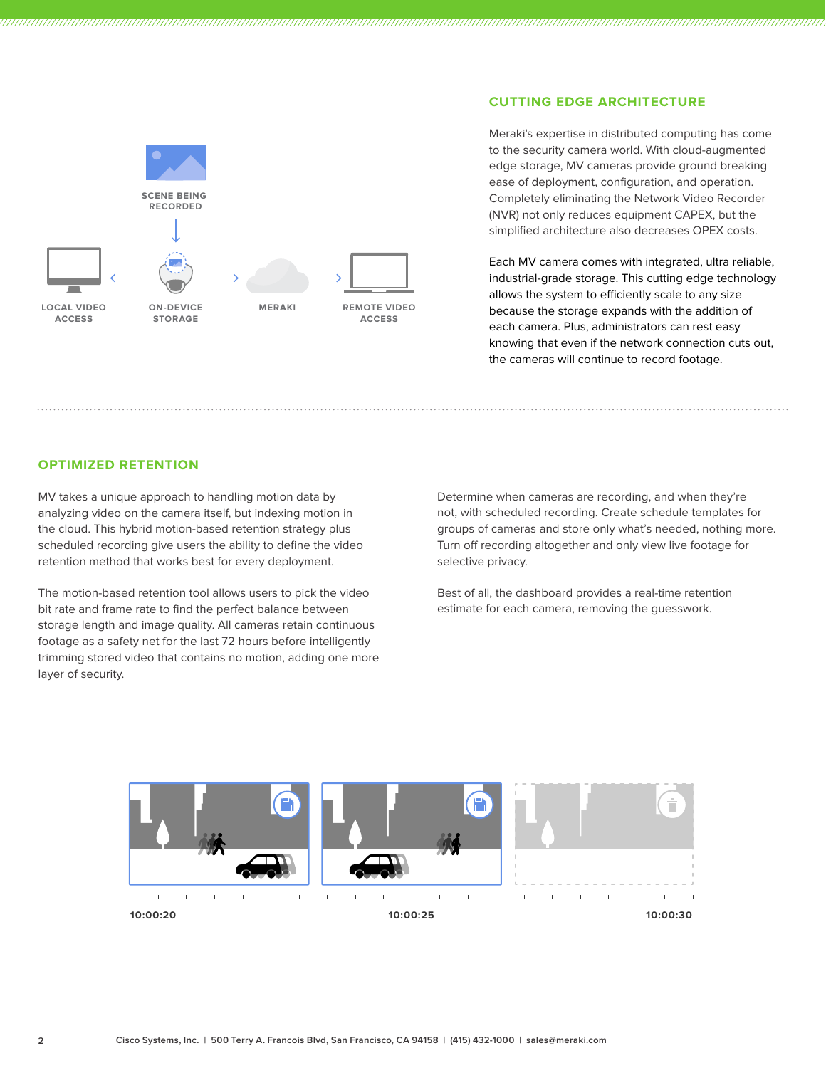SCENE BEING RECORDED

LOCAL VIDEO ACCESS — ON-DEVICE STORAGE — MERAKI — REMOTE VIDEO ACCESS

## CUTTING EDGE ARCHITECTURE

Meraki's expertise in distributed computing has come to the security camera world. With cloud-augmented edge storage, MV cameras provide ground breaking ease of deployment, configuration, and operation. Completely eliminating the Network Video Recorder (NVR) not only reduces equipment CAPEX, but the simplified architecture also decreases OPEX costs.

Each MV camera comes with integrated, ultra reliable, industrial-grade storage. This cutting edge technology allows the system to efficiently scale to any size because the storage expands with the addition of each camera. Plus, administrators can rest easy knowing that even if the network connection cuts out, the cameras will continue to record footage.

## OPTIMIZED RETENTION

MV takes a unique approach to handling motion data by analyzing video on the camera itself, but indexing motion in the cloud. This hybrid motion-based retention strategy plus scheduled recording give users the ability to define the video retention method that works best for every deployment.

The motion-based retention tool allows users to pick the video bit rate and frame rate to find the perfect balance between storage length and image quality. All cameras retain continuous footage as a safety net for the last 72 hours before intelligently trimming stored video that contains no motion, adding one more layer of security.

Determine when cameras are recording, and when they're not, with scheduled recording. Create schedule templates for groups of cameras and store only what's needed, nothing more. Turn off recording altogether and only view live footage for selective privacy.

Best of all, the dashboard provides a real-time retention estimate for each camera, removing the guesswork.

10:00:20 — 10:00:25 — 10:00:30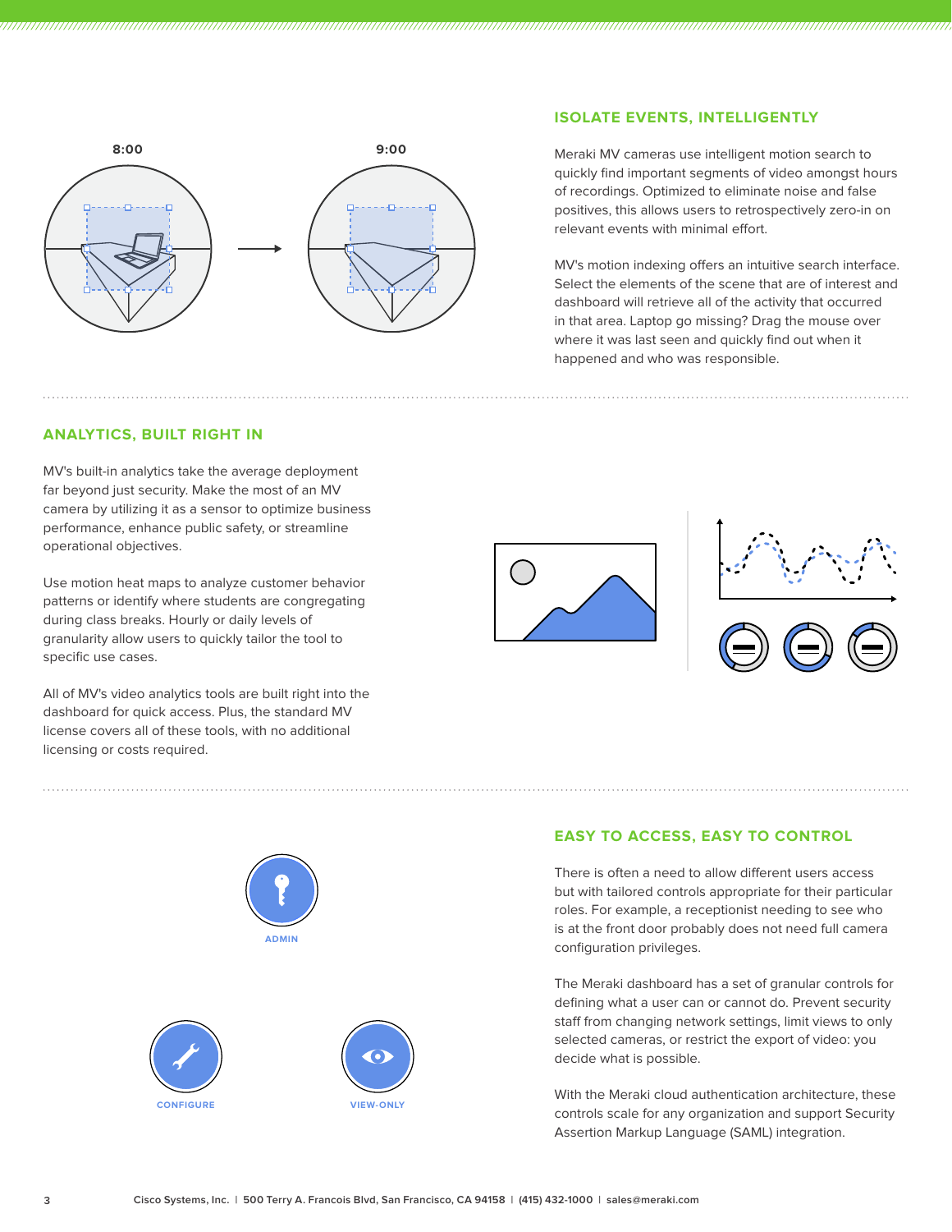## ISOLATE EVENTS, INTELLIGENTLY

Meraki MV cameras use intelligent motion search to quickly find important segments of video amongst hours of recordings. Optimized to eliminate noise and false positives, this allows users to retrospectively zero-in on relevant events with minimal effort.

MV's motion indexing offers an intuitive search interface. Select the elements of the scene that are of interest and dashboard will retrieve all of the activity that occurred in that area. Laptop go missing? Drag the mouse over where it was last seen and quickly find out when it happened and who was responsible.

## ANALYTICS, BUILT RIGHT IN

MV's built-in analytics take the average deployment far beyond just security. Make the most of an MV camera by utilizing it as a sensor to optimize business performance, enhance public safety, or streamline operational objectives.

Use motion heat maps to analyze customer behavior patterns or identify where students are congregating during class breaks. Hourly or daily levels of granularity allow users to quickly tailor the tool to specific use cases.

All of MV's video analytics tools are built right into the dashboard for quick access. Plus, the standard MV license covers all of these tools, with no additional licensing or costs required.

## EASY TO ACCESS, EASY TO CONTROL

There is often a need to allow different users access but with tailored controls appropriate for their particular roles. For example, a receptionist needing to see who is at the front door probably does not need full camera configuration privileges.

The Meraki dashboard has a set of granular controls for defining what a user can or cannot do. Prevent security staff from changing network settings, limit views to only selected cameras, or restrict the export of video: you decide what is possible.

With the Meraki cloud authentication architecture, these controls scale for any organization and support Security Assertion Markup Language (SAML) integration.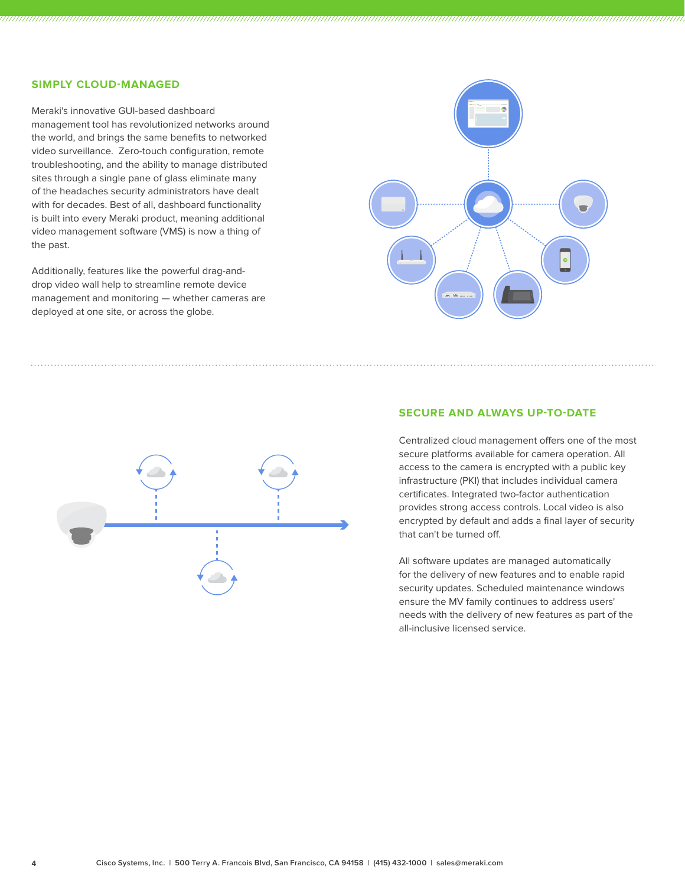## SIMPLY CLOUD-MANAGED

Meraki's innovative GUI-based dashboard management tool has revolutionized networks around the world, and brings the same benefits to networked video surveillance. Zero-touch configuration, remote troubleshooting, and the ability to manage distributed sites through a single pane of glass eliminate many of the headaches security administrators have dealt with for decades. Best of all, dashboard functionality is built into every Meraki product, meaning additional video management software (VMS) is now a thing of the past.

Additionally, features like the powerful drag-and-drop video wall help to streamline remote device management and monitoring — whether cameras are deployed at one site, or across the globe.

## SECURE AND ALWAYS UP-TO-DATE

Centralized cloud management offers one of the most secure platforms available for camera operation. All access to the camera is encrypted with a public key infrastructure (PKI) that includes individual camera certificates. Integrated two-factor authentication provides strong access controls. Local video is also encrypted by default and adds a final layer of security that can't be turned off.

All software updates are managed automatically for the delivery of new features and to enable rapid security updates. Scheduled maintenance windows ensure the MV family continues to address users' needs with the delivery of new features as part of the all-inclusive licensed service.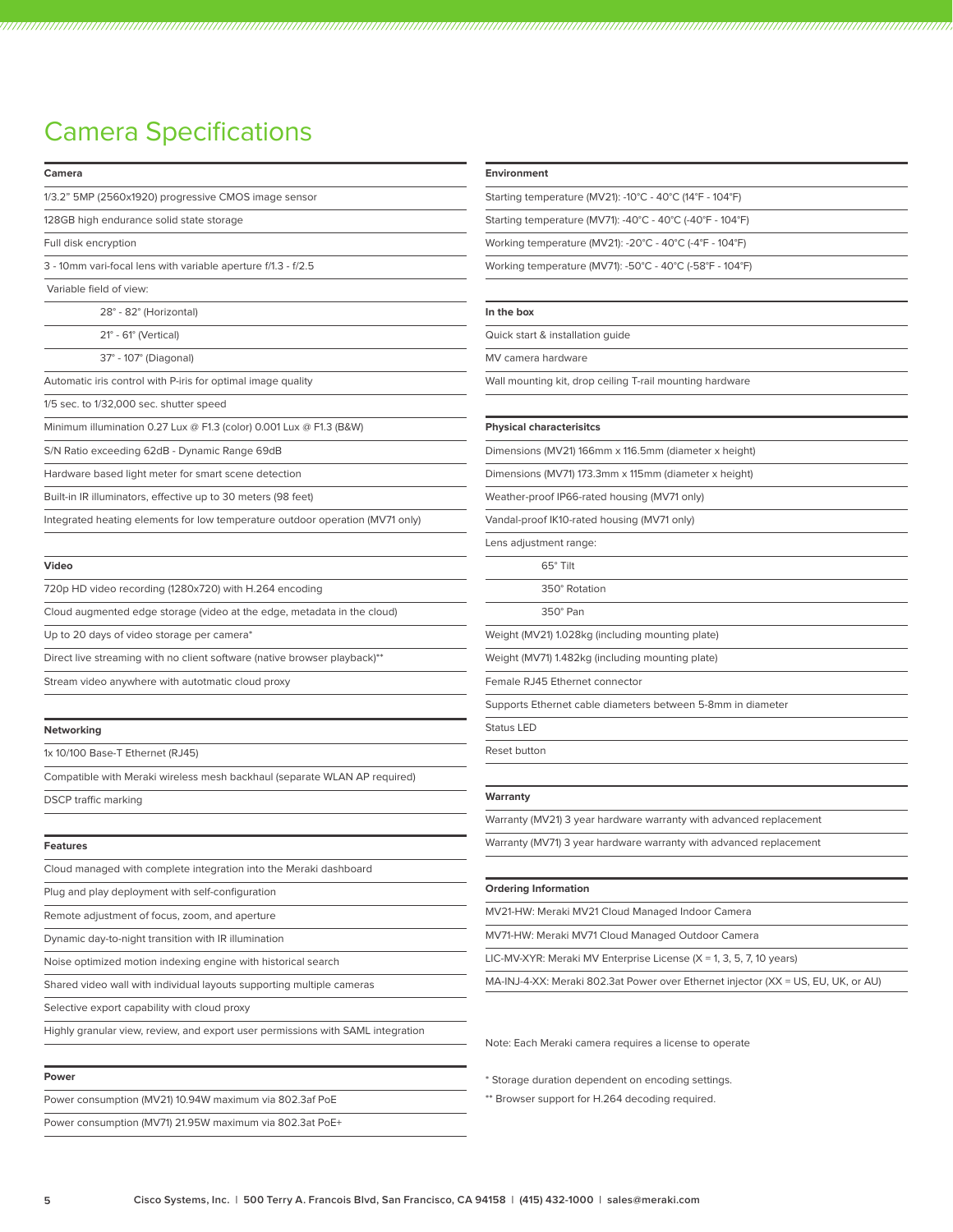# Camera Specifications

**Camera**

1/3.2" 5MP (2560x1920) progressive CMOS image sensor

128GB high endurance solid state storage

Full disk encryption

3 - 10mm vari-focal lens with variable aperture f/1.3 - f/2.5

Variable field of view:

- 28° - 82° (Horizontal)
- 21° - 61° (Vertical)
- 37° - 107° (Diagonal)

Automatic iris control with P-iris for optimal image quality

1/5 sec. to 1/32,000 sec. shutter speed

Minimum illumination 0.27 Lux @ F1.3 (color) 0.001 Lux @ F1.3 (B&W)

S/N Ratio exceeding 62dB - Dynamic Range 69dB

Hardware based light meter for smart scene detection

Built-in IR illuminators, effective up to 30 meters (98 feet)

Integrated heating elements for low temperature outdoor operation (MV71 only)

**Video**

720p HD video recording (1280x720) with H.264 encoding

Cloud augmented edge storage (video at the edge, metadata in the cloud)

Up to 20 days of video storage per camera*

Direct live streaming with no client software (native browser playback)**

Stream video anywhere with autotmatic cloud proxy

**Networking**

1x 10/100 Base-T Ethernet (RJ45)

Compatible with Meraki wireless mesh backhaul (separate WLAN AP required)

DSCP traffic marking

**Features**

Cloud managed with complete integration into the Meraki dashboard

Plug and play deployment with self-configuration

Remote adjustment of focus, zoom, and aperture

Dynamic day-to-night transition with IR illumination

Noise optimized motion indexing engine with historical search

Shared video wall with individual layouts supporting multiple cameras

Selective export capability with cloud proxy

Highly granular view, review, and export user permissions with SAML integration

**Power**

Power consumption (MV21) 10.94W maximum via 802.3af PoE

Power consumption (MV71) 21.95W maximum via 802.3at PoE+

**Environment**

Starting temperature (MV21): -10°C - 40°C (14°F - 104°F)

Starting temperature (MV71): -40°C - 40°C (-40°F - 104°F)

Working temperature (MV21): -20°C - 40°C (-4°F - 104°F)

Working temperature (MV71): -50°C - 40°C (-58°F - 104°F)

**In the box**

Quick start & installation guide

MV camera hardware

Wall mounting kit, drop ceiling T-rail mounting hardware

**Physical characterisitcs**

Dimensions (MV21) 166mm x 116.5mm (diameter x height)

Dimensions (MV71) 173.3mm x 115mm (diameter x height)

Weather-proof IP66-rated housing (MV71 only)

Vandal-proof IK10-rated housing (MV71 only)

Lens adjustment range:

- 65° Tilt
- 350° Rotation
- 350° Pan

Weight (MV21) 1.028kg (including mounting plate)

Weight (MV71) 1.482kg (including mounting plate)

Female RJ45 Ethernet connector

Supports Ethernet cable diameters between 5-8mm in diameter

Status LED

Reset button

**Warranty**

Warranty (MV21) 3 year hardware warranty with advanced replacement

Warranty (MV71) 3 year hardware warranty with advanced replacement

**Ordering Information**

MV21-HW: Meraki MV21 Cloud Managed Indoor Camera

MV71-HW: Meraki MV71 Cloud Managed Outdoor Camera

LIC-MV-XYR: Meraki MV Enterprise License (X = 1, 3, 5, 7, 10 years)

MA-INJ-4-XX: Meraki 802.3at Power over Ethernet injector (XX = US, EU, UK, or AU)

Note: Each Meraki camera requires a license to operate

* Storage duration dependent on encoding settings.

** Browser support for H.264 decoding required.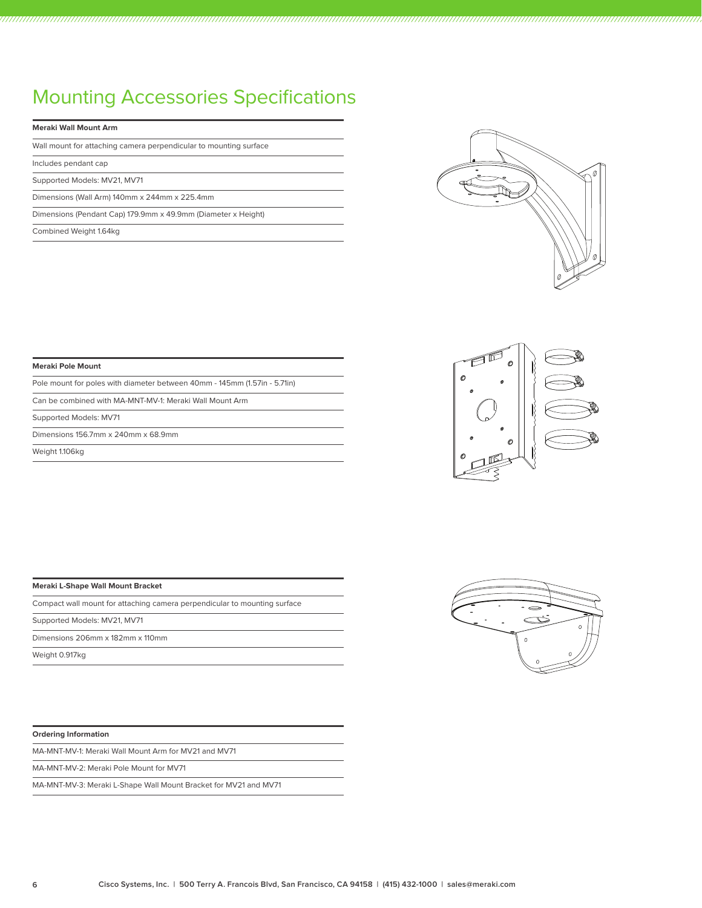# Mounting Accessories Specifications

| Meraki Wall Mount Arm |
|---|
| Wall mount for attaching camera perpendicular to mounting surface |
| Includes pendant cap |
| Supported Models: MV21, MV71 |
| Dimensions (Wall Arm) 140mm x 244mm x 225.4mm |
| Dimensions (Pendant Cap) 179.9mm x 49.9mm (Diameter x Height) |
| Combined Weight 1.64kg |

| Meraki Pole Mount |
|---|
| Pole mount for poles with diameter between 40mm - 145mm (1.57in - 5.71in) |
| Can be combined with MA-MNT-MV-1: Meraki Wall Mount Arm |
| Supported Models: MV71 |
| Dimensions 156.7mm x 240mm x 68.9mm |
| Weight 1.106kg |

| Meraki L-Shape Wall Mount Bracket |
|---|
| Compact wall mount for attaching camera perpendicular to mounting surface |
| Supported Models: MV21, MV71 |
| Dimensions 206mm x 182mm x 110mm |
| Weight 0.917kg |

| Ordering Information |
|---|
| MA-MNT-MV-1: Meraki Wall Mount Arm for MV21 and MV71 |
| MA-MNT-MV-2: Meraki Pole Mount for MV71 |
| MA-MNT-MV-3: Meraki L-Shape Wall Mount Bracket for MV21 and MV71 |

Cisco Systems, Inc. | 500 Terry A. Francois Blvd, San Francisco, CA 94158 | (415) 432-1000 | sales@meraki.com